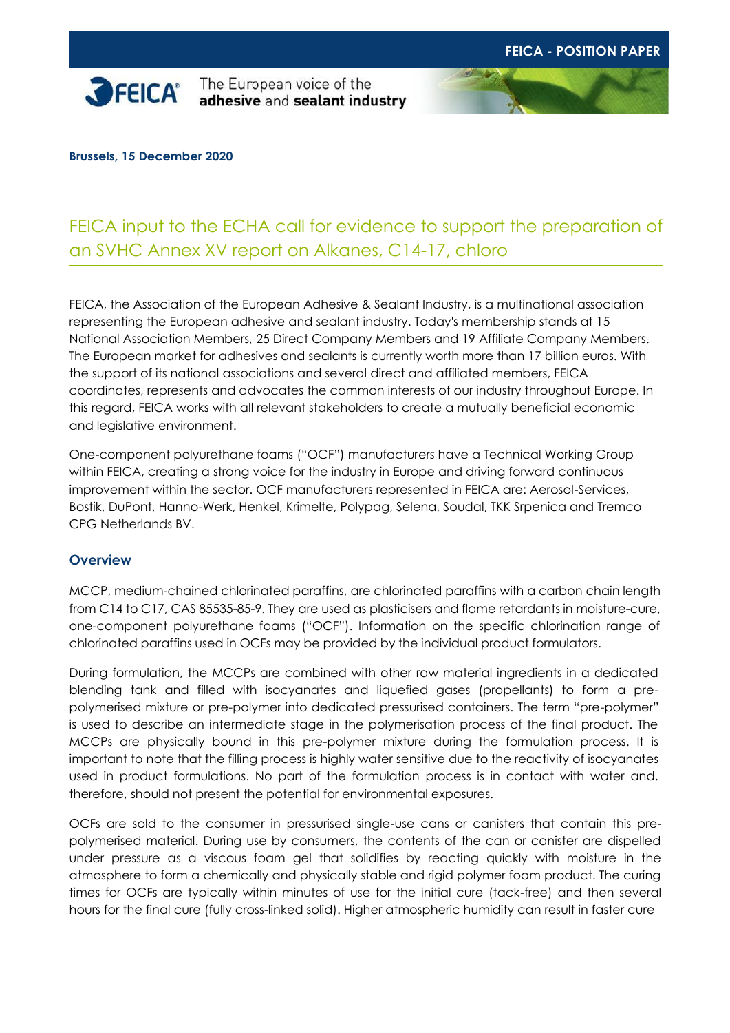**FEICA - POSITION PAPER**

The European voice of the **adhesive** and **sealant industry**

**Brussels, 15 December 2020**

# FEICA input to the ECHA call for evidence to support the preparation of an SVHC Annex XV report on Alkanes, C14-17, chloro

FEICA, the Association of the European Adhesive & Sealant Industry, is a multinational association representing the European adhesive and sealant industry. Today's membership stands at 15 National Association Members, 25 Direct Company Members and 19 Affiliate Company Members. The European market for adhesives and sealants is currently worth more than 17 billion euros. With the support of its national associations and several direct and affiliated members, FEICA coordinates, represents and advocates the common interests of our industry throughout Europe. In this regard, FEICA works with all relevant stakeholders to create a mutually beneficial economic and legislative environment.

One-component polyurethane foams ("OCF") manufacturers have a Technical Working Group within FEICA, creating a strong voice for the industry in Europe and driving forward continuous improvement within the sector. OCF manufacturers represented in FEICA are: Aerosol-Services, Bostik, DuPont, Hanno-Werk, Henkel, Krimelte, Polypag, Selena, Soudal, TKK Srpenica and Tremco CPG Netherlands BV.

## Overview

MCCP, medium-chained chlorinated paraffins, are chlorinated paraffins with a carbon chain length from C14 to C17, CAS 85535-85-9. They are used as plasticisers and flame retardants in moisture-cure, one-component polyurethane foams ("OCF"). Information on the specific chlorination range of chlorinated paraffins used in OCFs may be provided by the individual product formulators.

During formulation, the MCCPs are combined with other raw material ingredients in a dedicated blending tank and filled with isocyanates and liquefied gases (propellants) to form a pre-polymerised mixture or pre-polymer into dedicated pressurised containers. The term "pre-polymer" is used to describe an intermediate stage in the polymerisation process of the final product. The MCCPs are physically bound in this pre-polymer mixture during the formulation process. It is important to note that the filling process is highly water sensitive due to the reactivity of isocyanates used in product formulations. No part of the formulation process is in contact with water and, therefore, should not present the potential for environmental exposures.

OCFs are sold to the consumer in pressurised single-use cans or canisters that contain this pre-polymerised material. During use by consumers, the contents of the can or canister are dispelled under pressure as a viscous foam gel that solidifies by reacting quickly with moisture in the atmosphere to form a chemically and physically stable and rigid polymer foam product. The curing times for OCFs are typically within minutes of use for the initial cure (tack-free) and then several hours for the final cure (fully cross-linked solid). Higher atmospheric humidity can result in faster cure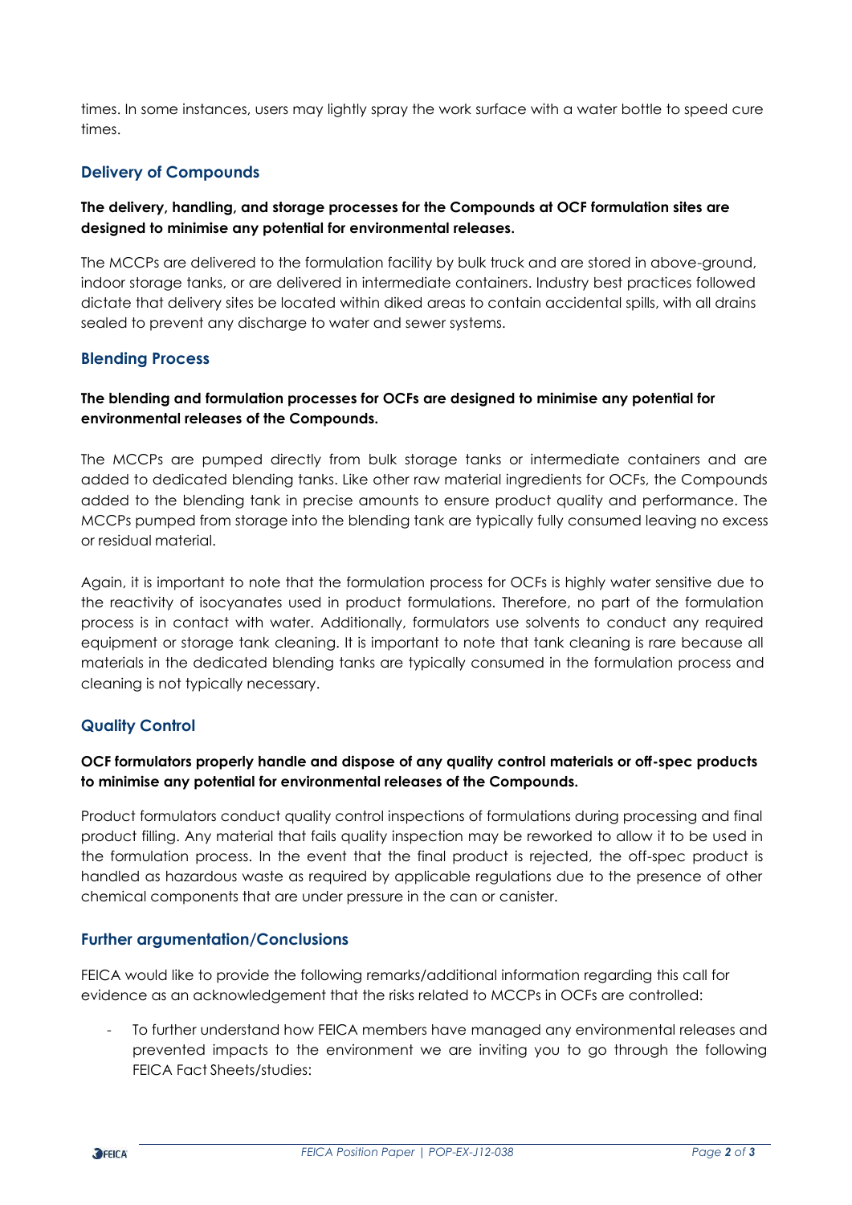times. In some instances, users may lightly spray the work surface with a water bottle to speed cure times.

## Delivery of Compounds

**The delivery, handling, and storage processes for the Compounds at OCF formulation sites are designed to minimise any potential for environmental releases.**

The MCCPs are delivered to the formulation facility by bulk truck and are stored in above-ground, indoor storage tanks, or are delivered in intermediate containers. Industry best practices followed dictate that delivery sites be located within diked areas to contain accidental spills, with all drains sealed to prevent any discharge to water and sewer systems.

## Blending Process

**The blending and formulation processes for OCFs are designed to minimise any potential for environmental releases of the Compounds.**

The MCCPs are pumped directly from bulk storage tanks or intermediate containers and are added to dedicated blending tanks. Like other raw material ingredients for OCFs, the Compounds added to the blending tank in precise amounts to ensure product quality and performance. The MCCPs pumped from storage into the blending tank are typically fully consumed leaving no excess or residual material.

Again, it is important to note that the formulation process for OCFs is highly water sensitive due to the reactivity of isocyanates used in product formulations. Therefore, no part of the formulation process is in contact with water. Additionally, formulators use solvents to conduct any required equipment or storage tank cleaning. It is important to note that tank cleaning is rare because all materials in the dedicated blending tanks are typically consumed in the formulation process and cleaning is not typically necessary.

## Quality Control

**OCF formulators properly handle and dispose of any quality control materials or off-spec products to minimise any potential for environmental releases of the Compounds.**

Product formulators conduct quality control inspections of formulations during processing and final product filling. Any material that fails quality inspection may be reworked to allow it to be used in the formulation process. In the event that the final product is rejected, the off-spec product is handled as hazardous waste as required by applicable regulations due to the presence of other chemical components that are under pressure in the can or canister.

## Further argumentation/Conclusions

FEICA would like to provide the following remarks/additional information regarding this call for evidence as an acknowledgement that the risks related to MCCPs in OCFs are controlled:

- To further understand how FEICA members have managed any environmental releases and prevented impacts to the environment we are inviting you to go through the following FEICA Fact Sheets/studies: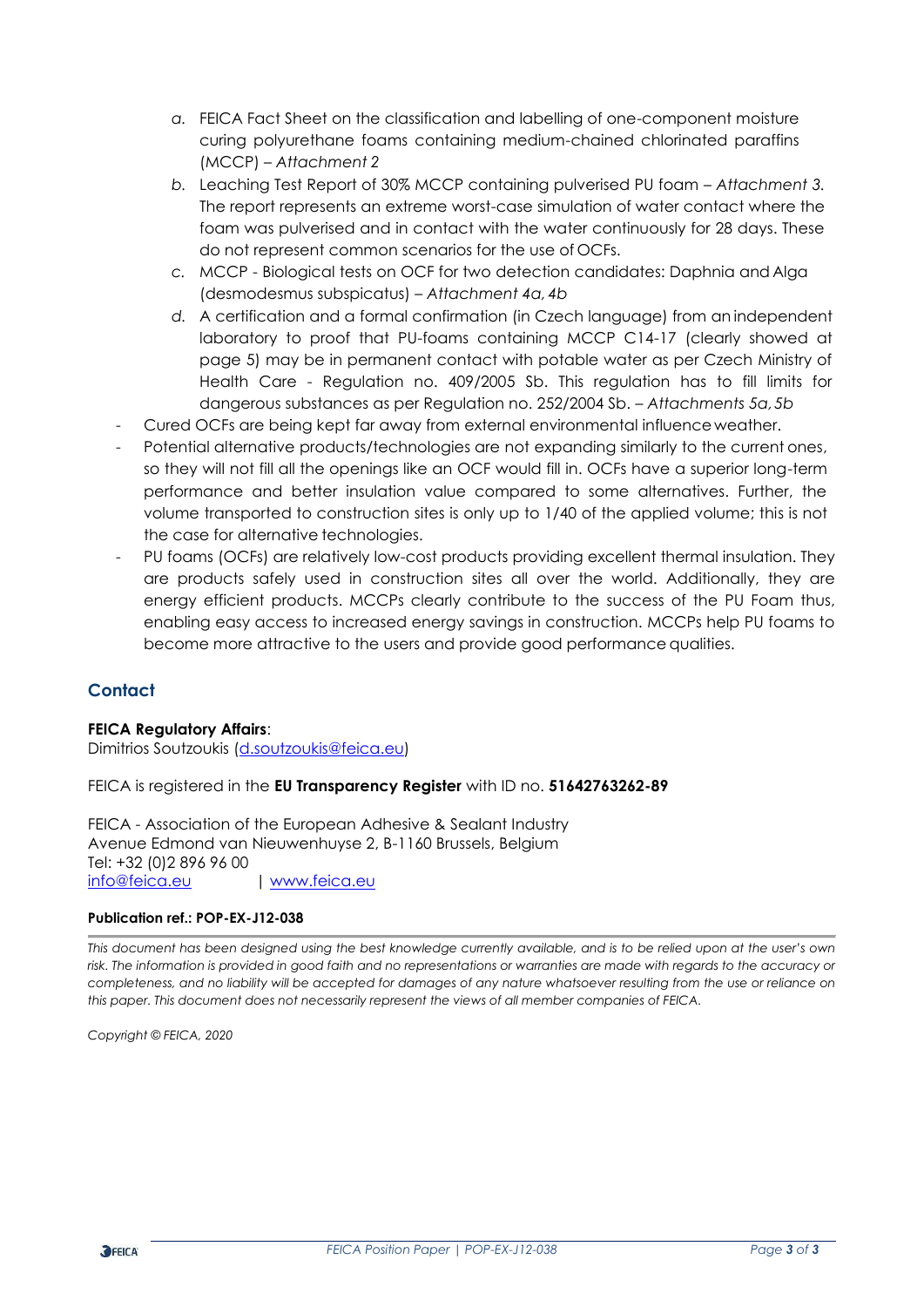a. FEICA Fact Sheet on the classification and labelling of one-component moisture curing polyurethane foams containing medium-chained chlorinated paraffins (MCCP) – *Attachment 2*
  b. Leaching Test Report of 30% MCCP containing pulverised PU foam – *Attachment 3.* The report represents an extreme worst-case simulation of water contact where the foam was pulverised and in contact with the water continuously for 28 days. These do not represent common scenarios for the use of OCFs.
  c. MCCP - Biological tests on OCF for two detection candidates: Daphnia and Alga (desmodesmus subspicatus) – *Attachment 4a, 4b*
  d. A certification and a formal confirmation (in Czech language) from an independent laboratory to proof that PU-foams containing MCCP C14-17 (clearly showed at page 5) may be in permanent contact with potable water as per Czech Ministry of Health Care - Regulation no. 409/2005 Sb. This regulation has to fill limits for dangerous substances as per Regulation no. 252/2004 Sb. – *Attachments 5a, 5b*

- Cured OCFs are being kept far away from external environmental influence weather.
- Potential alternative products/technologies are not expanding similarly to the current ones, so they will not fill all the openings like an OCF would fill in. OCFs have a superior long-term performance and better insulation value compared to some alternatives. Further, the volume transported to construction sites is only up to 1/40 of the applied volume; this is not the case for alternative technologies.
- PU foams (OCFs) are relatively low-cost products providing excellent thermal insulation. They are products safely used in construction sites all over the world. Additionally, they are energy efficient products. MCCPs clearly contribute to the success of the PU Foam thus, enabling easy access to increased energy savings in construction. MCCPs help PU foams to become more attractive to the users and provide good performance qualities.

## Contact

**FEICA Regulatory Affairs**:
Dimitrios Soutzoukis (d.soutzoukis@feica.eu)

FEICA is registered in the **EU Transparency Register** with ID no. **51642763262-89**

FEICA - Association of the European Adhesive & Sealant Industry
Avenue Edmond van Nieuwenhuyse 2, B-1160 Brussels, Belgium
Tel: +32 (0)2 896 96 00
info@feica.eu | www.feica.eu

**Publication ref.: POP-EX-J12-038**

*This document has been designed using the best knowledge currently available, and is to be relied upon at the user's own risk. The information is provided in good faith and no representations or warranties are made with regards to the accuracy or completeness, and no liability will be accepted for damages of any nature whatsoever resulting from the use or reliance on this paper. This document does not necessarily represent the views of all member companies of FEICA.*

*Copyright © FEICA, 2020*